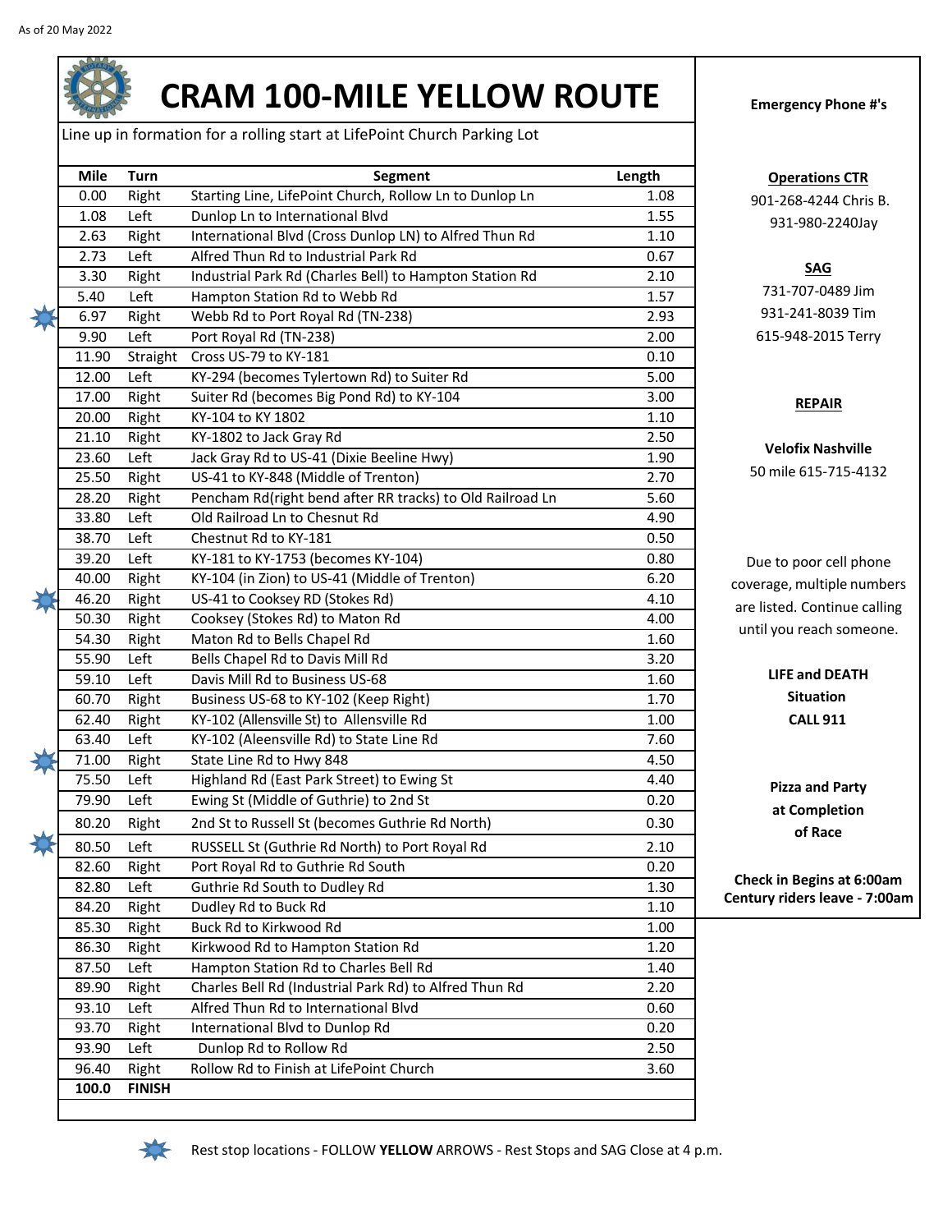As of 20 May 2022

# CRAM 100-MILE YELLOW ROUTE

Line up in formation for a rolling start at LifePoint Church Parking Lot

| Mile | Turn | Segment | Length |
|---|---|---|---|
| 0.00 | Right | Starting Line, LifePoint Church, Rollow Ln to Dunlop Ln | 1.08 |
| 1.08 | Left | Dunlop Ln to International Blvd | 1.55 |
| 2.63 | Right | International Blvd (Cross Dunlop LN) to Alfred Thun Rd | 1.10 |
| 2.73 | Left | Alfred Thun Rd to Industrial Park Rd | 0.67 |
| 3.30 | Right | Industrial Park Rd (Charles Bell) to Hampton Station Rd | 2.10 |
| 5.40 | Left | Hampton Station Rd to Webb Rd | 1.57 |
| 6.97 | Right | Webb Rd to Port Royal Rd (TN-238) | 2.93 |
| 9.90 | Left | Port Royal Rd (TN-238) | 2.00 |
| 11.90 | Straight | Cross US-79 to KY-181 | 0.10 |
| 12.00 | Left | KY-294 (becomes Tylertown Rd) to Suiter Rd | 5.00 |
| 17.00 | Right | Suiter Rd (becomes Big Pond Rd) to KY-104 | 3.00 |
| 20.00 | Right | KY-104 to KY 1802 | 1.10 |
| 21.10 | Right | KY-1802 to Jack Gray Rd | 2.50 |
| 23.60 | Left | Jack Gray Rd to US-41 (Dixie Beeline Hwy) | 1.90 |
| 25.50 | Right | US-41 to KY-848 (Middle of Trenton) | 2.70 |
| 28.20 | Right | Pencham Rd(right bend after RR tracks) to Old Railroad Ln | 5.60 |
| 33.80 | Left | Old Railroad Ln to Chesnut Rd | 4.90 |
| 38.70 | Left | Chestnut Rd to KY-181 | 0.50 |
| 39.20 | Left | KY-181 to KY-1753 (becomes KY-104) | 0.80 |
| 40.00 | Right | KY-104 (in Zion) to US-41 (Middle of Trenton) | 6.20 |
| 46.20 | Right | US-41 to Cooksey RD (Stokes Rd) | 4.10 |
| 50.30 | Right | Cooksey (Stokes Rd) to Maton Rd | 4.00 |
| 54.30 | Right | Maton Rd to Bells Chapel Rd | 1.60 |
| 55.90 | Left | Bells Chapel Rd to Davis Mill Rd | 3.20 |
| 59.10 | Left | Davis Mill Rd to Business US-68 | 1.60 |
| 60.70 | Right | Business US-68 to KY-102 (Keep Right) | 1.70 |
| 62.40 | Right | KY-102 (Allensville St) to Allensville Rd | 1.00 |
| 63.40 | Left | KY-102 (Aleensville Rd) to State Line Rd | 7.60 |
| 71.00 | Right | State Line Rd to Hwy 848 | 4.50 |
| 75.50 | Left | Highland Rd (East Park Street) to Ewing St | 4.40 |
| 79.90 | Left | Ewing St (Middle of Guthrie) to 2nd St | 0.20 |
| 80.20 | Right | 2nd St to Russell St (becomes Guthrie Rd North) | 0.30 |
| 80.50 | Left | RUSSELL St (Guthrie Rd North) to Port Royal Rd | 2.10 |
| 82.60 | Right | Port Royal Rd to Guthrie Rd South | 0.20 |
| 82.80 | Left | Guthrie Rd South to Dudley Rd | 1.30 |
| 84.20 | Right | Dudley Rd to Buck Rd | 1.10 |
| 85.30 | Right | Buck Rd to Kirkwood Rd | 1.00 |
| 86.30 | Right | Kirkwood Rd to Hampton Station Rd | 1.20 |
| 87.50 | Left | Hampton Station Rd to Charles Bell Rd | 1.40 |
| 89.90 | Right | Charles Bell Rd (Industrial Park Rd) to Alfred Thun Rd | 2.20 |
| 93.10 | Left | Alfred Thun Rd to International Blvd | 0.60 |
| 93.70 | Right | International Blvd to Dunlop Rd | 0.20 |
| 93.90 | Left | Dunlop Rd to Rollow Rd | 2.50 |
| 96.40 | Right | Rollow Rd to Finish at LifePoint Church | 3.60 |
| **100.0** | **FINISH** | | |

Rest stop locations (marked at miles 6.97, 46.20, 71.00, 80.50) - FOLLOW **YELLOW** ARROWS - Rest Stops and SAG Close at 4 p.m.

**Emergency Phone #'s**

**Operations CTR**

901-268-4244 Chris B.

931-980-2240Jay

**SAG**

731-707-0489 Jim

931-241-8039 Tim

615-948-2015 Terry

**REPAIR**

**Velofix Nashville**

50 mile 615-715-4132

Due to poor cell phone coverage, multiple numbers are listed. Continue calling until you reach someone.

**LIFE and DEATH Situation CALL 911**

**Pizza and Party at Completion of Race**

**Check in Begins at 6:00am**
**Century riders leave - 7:00am**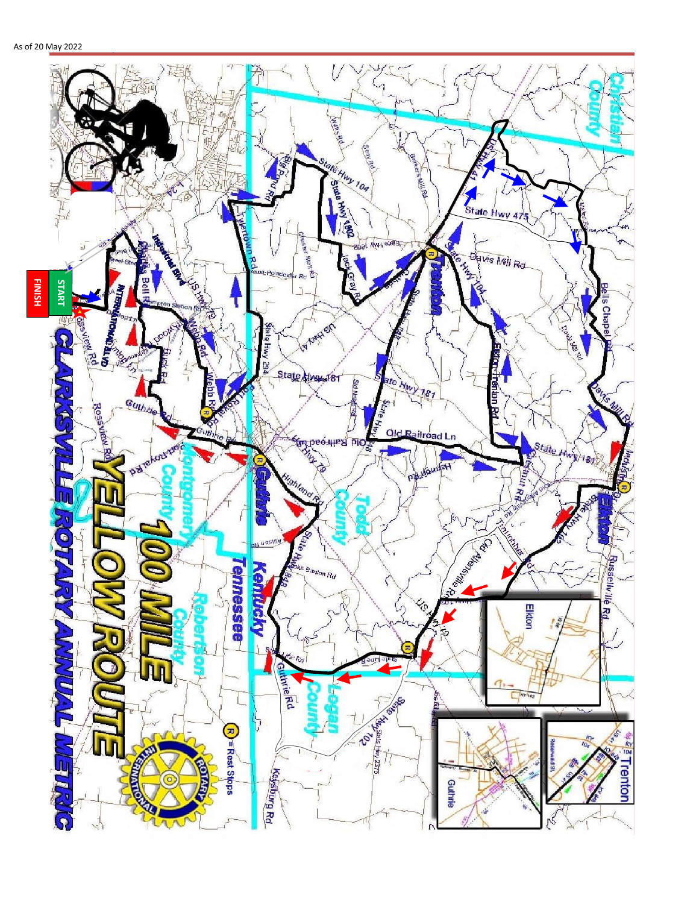As of 20 May 2022

CLARKSVILLE ROTARY ANNUAL METRIC

YELLOW ROUTE

100 MILE

START

FINISH

R = Rest Stops

Christian County

Todd County

Logan County

Montgomery County

Robertson County

Kentucky

Tennessee

Trenton

Elkton

Guthrie